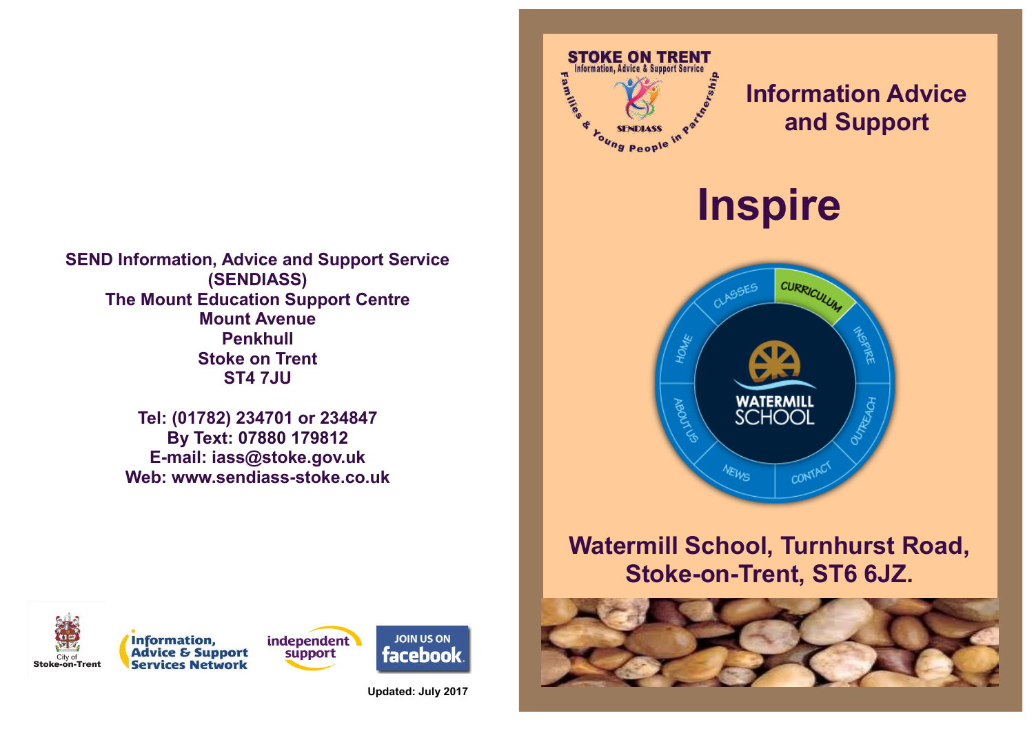**SEND Information, Advice and Support Service (SENDIASS)**
**The Mount Education Support Centre**
**Mount Avenue**
**Penkhull**
**Stoke on Trent**
**ST4 7JU**

**Tel: (01782) 234701 or 234847**
**By Text: 07880 179812**
**E-mail: iass@stoke.gov.uk**
**Web: www.sendiass-stoke.co.uk**

**Updated: July 2017**

STOKE ON TRENT
Information, Advice & Support Service
Families & Young People in Partnership
SENDIASS

## Information Advice and Support

# Inspire

## Watermill School, Turnhurst Road, Stoke-on-Trent, ST6 6JZ.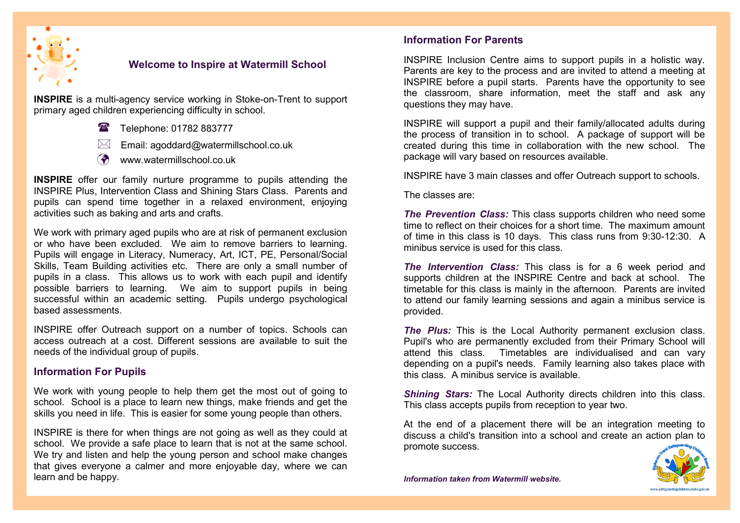## Welcome to Inspire at Watermill School

**INSPIRE** is a multi-agency service working in Stoke-on-Trent to support primary aged children experiencing difficulty in school.

☎ Telephone: 01782 883777

✉ Email: agoddard@watermillschool.co.uk

www.watermillschool.co.uk

**INSPIRE** offer our family nurture programme to pupils attending the INSPIRE Plus, Intervention Class and Shining Stars Class. Parents and pupils can spend time together in a relaxed environment, enjoying activities such as baking and arts and crafts.

We work with primary aged pupils who are at risk of permanent exclusion or who have been excluded. We aim to remove barriers to learning. Pupils will engage in Literacy, Numeracy, Art, ICT, PE, Personal/Social Skills, Team Building activities etc. There are only a small number of pupils in a class. This allows us to work with each pupil and identify possible barriers to learning. We aim to support pupils in being successful within an academic setting. Pupils undergo psychological based assessments.

INSPIRE offer Outreach support on a number of topics. Schools can access outreach at a cost. Different sessions are available to suit the needs of the individual group of pupils.

### Information For Pupils

We work with young people to help them get the most out of going to school. School is a place to learn new things, make friends and get the skills you need in life. This is easier for some young people than others.

INSPIRE is there for when things are not going as well as they could at school. We provide a safe place to learn that is not at the same school. We try and listen and help the young person and school make changes that gives everyone a calmer and more enjoyable day, where we can learn and be happy.

### Information For Parents

INSPIRE Inclusion Centre aims to support pupils in a holistic way. Parents are key to the process and are invited to attend a meeting at INSPIRE before a pupil starts. Parents have the opportunity to see the classroom, share information, meet the staff and ask any questions they may have.

INSPIRE will support a pupil and their family/allocated adults during the process of transition in to school. A package of support will be created during this time in collaboration with the new school. The package will vary based on resources available.

INSPIRE have 3 main classes and offer Outreach support to schools.

The classes are:

***The Prevention Class:*** This class supports children who need some time to reflect on their choices for a short time. The maximum amount of time in this class is 10 days. This class runs from 9:30-12:30. A minibus service is used for this class.

***The Intervention Class:*** This class is for a 6 week period and supports children at the INSPIRE Centre and back at school. The timetable for this class is mainly in the afternoon. Parents are invited to attend our family learning sessions and again a minibus service is provided.

***The Plus:*** This is the Local Authority permanent exclusion class. Pupil's who are permanently excluded from their Primary School will attend this class. Timetables are individualised and can vary depending on a pupil's needs. Family learning also takes place with this class. A minibus service is available.

***Shining Stars:*** The Local Authority directs children into this class. This class accepts pupils from reception to year two.

At the end of a placement there will be an integration meeting to discuss a child's transition into a school and create an action plan to promote success.

***Information taken from Watermill website.***

Stoke-on-Trent Safeguarding Children Board

www.safeguardingchildren.stoke.gov.uk